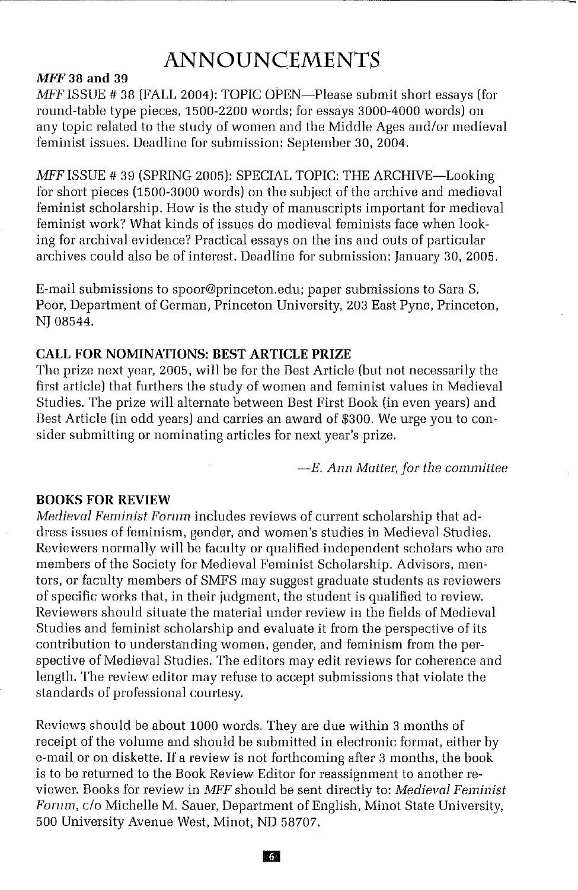# ANNOUNCEMENTS

### *MFF* 38 and 39

*MFF* ISSUE # 38 (FALL 2004): TOPIC OPEN—Please submit short essays (for round-table type pieces, 1500-2200 words; for essays 3000-4000 words) on any topic related to the study of women and the Middle Ages and/or medieval feminist issues. Deadline for submission: September 30, 2004.

*MFF* ISSUE # 39 (SPRING 2005): SPECIAL TOPIC: THE ARCHIVE—Looking for short pieces (1500-3000 words) on the subject of the archive and medieval feminist scholarship. How is the study of manuscripts important for medieval feminist work? What kinds of issues do medieval feminists face when looking for archival evidence? Practical essays on the ins and outs of particular archives could also be of interest. Deadline for submission: January 30, 2005.

E-mail submissions to spoor@princeton.edu; paper submissions to Sara S. Poor, Department of German, Princeton University, 203 East Pyne, Princeton, NJ 08544.

### CALL FOR NOMINATIONS: BEST ARTICLE PRIZE

The prize next year, 2005, will be for the Best Article (but not necessarily the first article) that furthers the study of women and feminist values in Medieval Studies. The prize will alternate between Best First Book (in even years) and Best Article (in odd years) and carries an award of $300. We urge you to consider submitting or nominating articles for next year's prize.

—*E. Ann Matter, for the committee*

### BOOKS FOR REVIEW

*Medieval Feminist Forum* includes reviews of current scholarship that address issues of feminism, gender, and women's studies in Medieval Studies. Reviewers normally will be faculty or qualified independent scholars who are members of the Society for Medieval Feminist Scholarship. Advisors, mentors, or faculty members of SMFS may suggest graduate students as reviewers of specific works that, in their judgment, the student is qualified to review. Reviewers should situate the material under review in the fields of Medieval Studies and feminist scholarship and evaluate it from the perspective of its contribution to understanding women, gender, and feminism from the perspective of Medieval Studies. The editors may edit reviews for coherence and length. The review editor may refuse to accept submissions that violate the standards of professional courtesy.

Reviews should be about 1000 words. They are due within 3 months of receipt of the volume and should be submitted in electronic format, either by e-mail or on diskette. If a review is not forthcoming after 3 months, the book is to be returned to the Book Review Editor for reassignment to another reviewer. Books for review in *MFF* should be sent directly to: *Medieval Feminist Forum*, c/o Michelle M. Sauer, Department of English, Minot State University, 500 University Avenue West, Minot, ND 58707.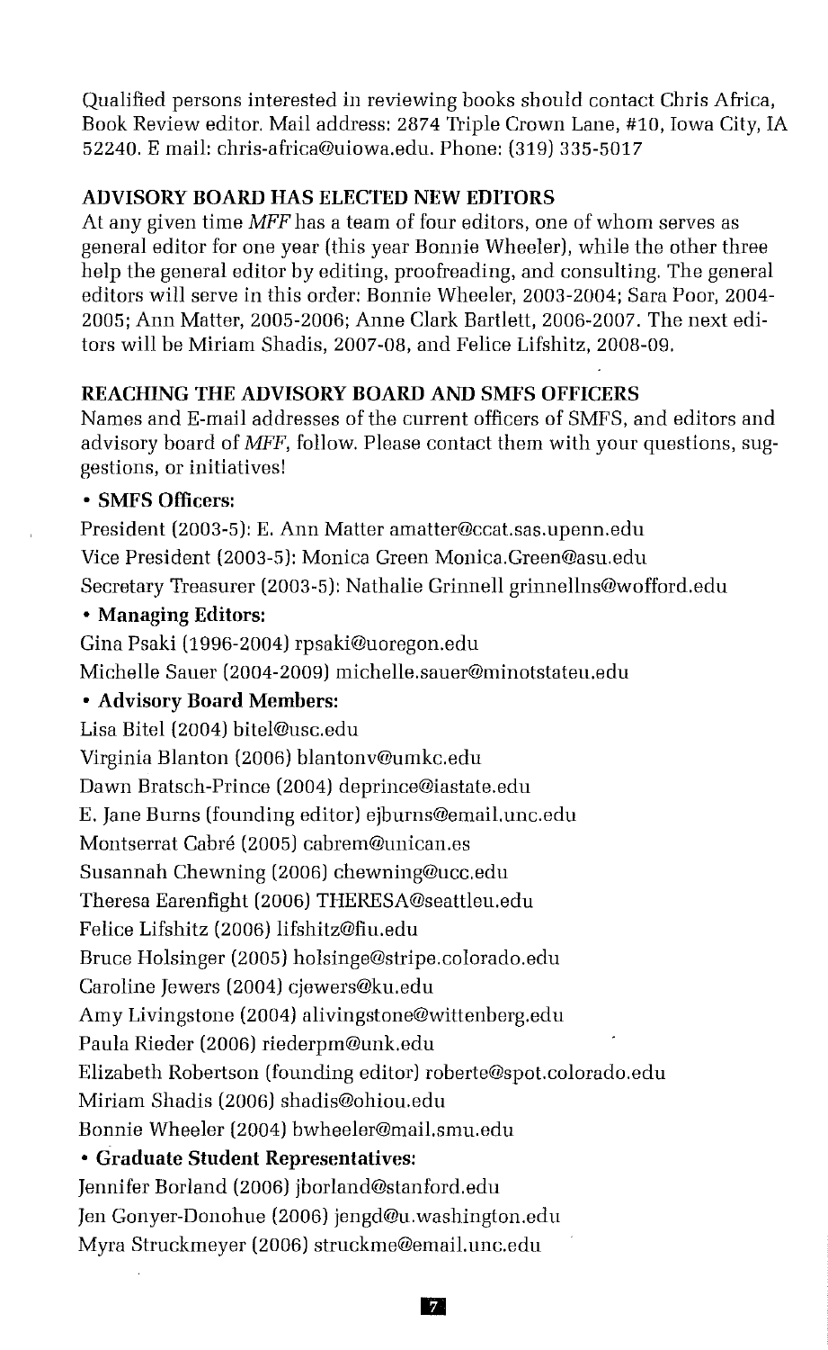Qualified persons interested in reviewing books should contact Chris Africa, Book Review editor. Mail address: 2874 Triple Crown Lane, #10, Iowa City, IA 52240. E mail: chris-africa@uiowa.edu. Phone: (319) 335-5017

### ADVISORY BOARD HAS ELECTED NEW EDITORS

At any given time *MFF* has a team of four editors, one of whom serves as general editor for one year (this year Bonnie Wheeler), while the other three help the general editor by editing, proofreading, and consulting. The general editors will serve in this order: Bonnie Wheeler, 2003-2004; Sara Poor, 2004-2005; Ann Matter, 2005-2006; Anne Clark Bartlett, 2006-2007. The next editors will be Miriam Shadis, 2007-08, and Felice Lifshitz, 2008-09.

### REACHING THE ADVISORY BOARD AND SMFS OFFICERS

Names and E-mail addresses of the current officers of SMFS, and editors and advisory board of *MFF*, follow. Please contact them with your questions, suggestions, or initiatives!

- **SMFS Officers:**

President (2003-5): E. Ann Matter amatter@ccat.sas.upenn.edu
Vice President (2003-5): Monica Green Monica.Green@asu.edu
Secretary Treasurer (2003-5): Nathalie Grinnell grinnellns@wofford.edu

- **Managing Editors:**

Gina Psaki (1996-2004) rpsaki@uoregon.edu
Michelle Sauer (2004-2009) michelle.sauer@minotstateu.edu

- **Advisory Board Members:**

Lisa Bitel (2004) bitel@usc.edu
Virginia Blanton (2006) blantonv@umkc.edu
Dawn Bratsch-Prince (2004) deprince@iastate.edu
E. Jane Burns (founding editor) ejburns@email.unc.edu
Montserrat Cabré (2005) cabrem@unican.es
Susannah Chewning (2006) chewning@ucc.edu
Theresa Earenfight (2006) THERESA@seattleu.edu
Felice Lifshitz (2006) lifshitz@fiu.edu
Bruce Holsinger (2005) holsinge@stripe.colorado.edu
Caroline Jewers (2004) cjewers@ku.edu
Amy Livingstone (2004) alivingstone@wittenberg.edu
Paula Rieder (2006) riederpm@unk.edu
Elizabeth Robertson (founding editor) roberte@spot.colorado.edu
Miriam Shadis (2006) shadis@ohiou.edu
Bonnie Wheeler (2004) bwheeler@mail.smu.edu

- **Graduate Student Representatives:**

Jennifer Borland (2006) jborland@stanford.edu
Jen Gonyer-Donohue (2006) jengd@u.washington.edu
Myra Struckmeyer (2006) struckme@email.unc.edu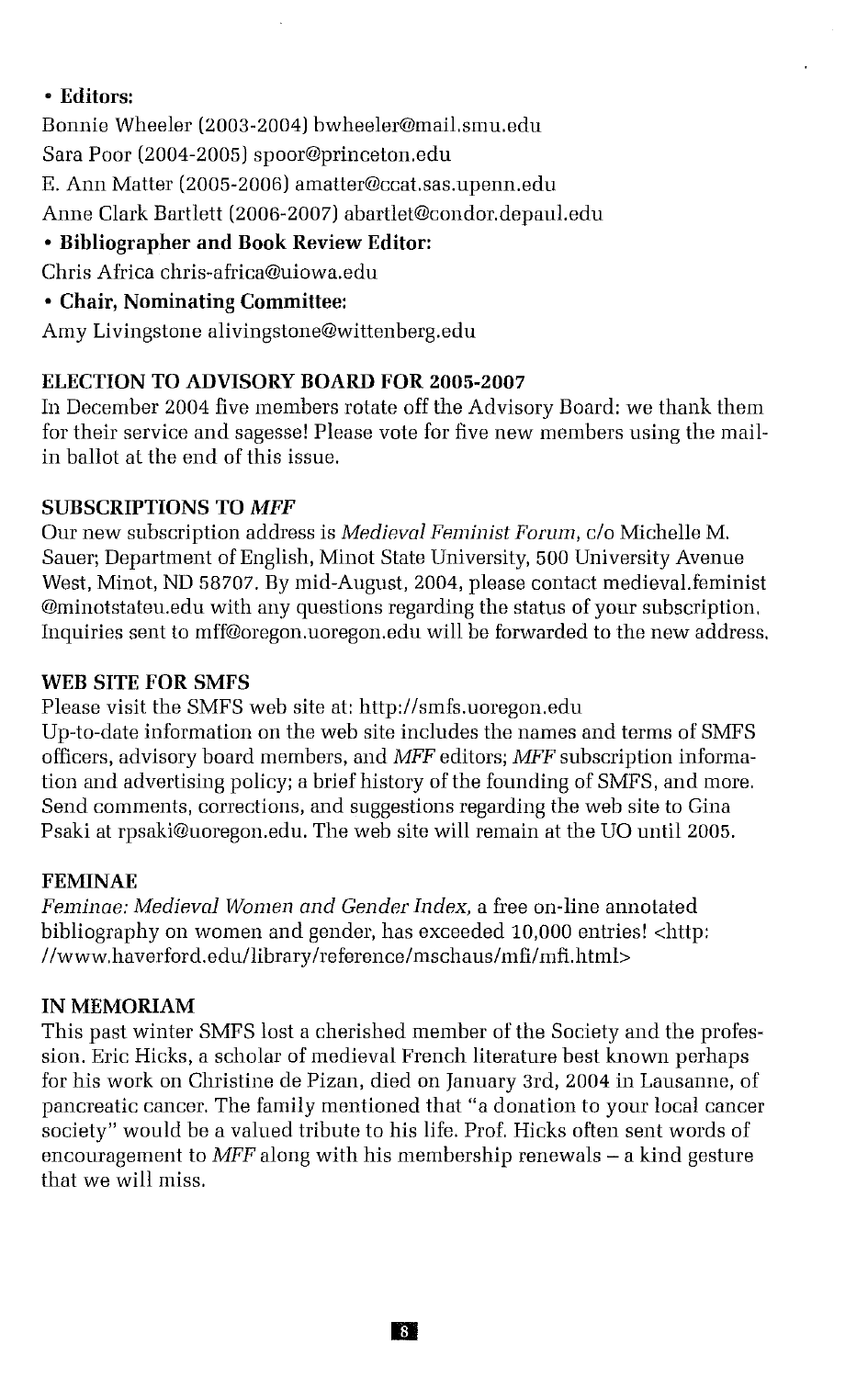- **Editors:**

Bonnie Wheeler (2003-2004) bwheeler@mail.smu.edu

Sara Poor (2004-2005) spoor@princeton.edu

E. Ann Matter (2005-2006) amatter@ccat.sas.upenn.edu

Anne Clark Bartlett (2006-2007) abartlet@condor.depaul.edu

- **Bibliographer and Book Review Editor:**

Chris Africa chris-africa@uiowa.edu

- **Chair, Nominating Committee:**

Amy Livingstone alivingstone@wittenberg.edu

## ELECTION TO ADVISORY BOARD FOR 2005-2007

In December 2004 five members rotate off the Advisory Board: we thank them for their service and sagesse! Please vote for five new members using the mail-in ballot at the end of this issue.

## SUBSCRIPTIONS TO *MFF*

Our new subscription address is *Medieval Feminist Forum*, c/o Michelle M. Sauer; Department of English, Minot State University, 500 University Avenue West, Minot, ND 58707. By mid-August, 2004, please contact medieval.feminist @minotstateu.edu with any questions regarding the status of your subscription. Inquiries sent to mff@oregon.uoregon.edu will be forwarded to the new address.

## WEB SITE FOR SMFS

Please visit the SMFS web site at: http://smfs.uoregon.edu

Up-to-date information on the web site includes the names and terms of SMFS officers, advisory board members, and *MFF* editors; *MFF* subscription information and advertising policy; a brief history of the founding of SMFS, and more. Send comments, corrections, and suggestions regarding the web site to Gina Psaki at rpsaki@uoregon.edu. The web site will remain at the UO until 2005.

## FEMINAE

*Feminae: Medieval Women and Gender Index*, a free on-line annotated bibliography on women and gender, has exceeded 10,000 entries! <http://www.haverford.edu/library/reference/mschaus/mfi/mfi.html>

## IN MEMORIAM

This past winter SMFS lost a cherished member of the Society and the profession. Eric Hicks, a scholar of medieval French literature best known perhaps for his work on Christine de Pizan, died on January 3rd, 2004 in Lausanne, of pancreatic cancer. The family mentioned that "a donation to your local cancer society" would be a valued tribute to his life. Prof. Hicks often sent words of encouragement to *MFF* along with his membership renewals – a kind gesture that we will miss.